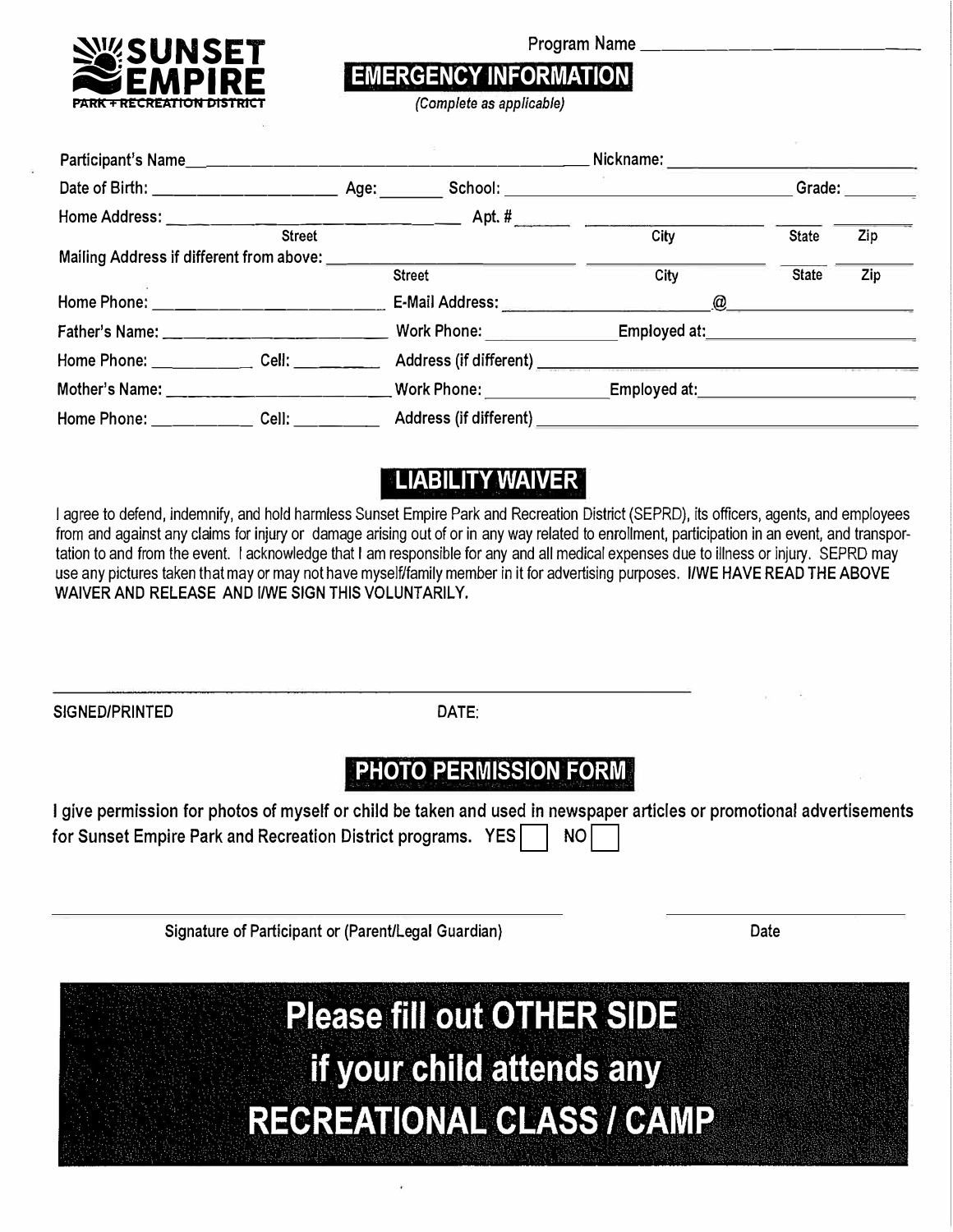**SUNSET EMPIRE**
PARK + RECREATION DISTRICT

Program Name ______________________________

## EMERGENCY INFORMATION

*(Complete as applicable)*

Participant's Name ______________________________________________ Nickname: ______________________________

Date of Birth: ______________________ Age: ________ School: ______________________________________ Grade: __________

Home Address: ____________________________________ Apt. # ________ ______________________ ______ ______
Street City State Zip

Mailing Address if different from above: ______________________________ ______________________ ______ ______
Street City State Zip

Home Phone: ______________________________ E-Mail Address: ____________________________@______________________

Father's Name: ____________________________ Work Phone: ________________ Employed at: __________________________

Home Phone: ____________ Cell: ___________ Address (if different) ______________________________________________

Mother's Name: ____________________________ Work Phone: ________________ Employed at: __________________________

Home Phone: ____________ Cell: ___________ Address (if different) ______________________________________________

## LIABILITY WAIVER

I agree to defend, indemnify, and hold harmless Sunset Empire Park and Recreation District (SEPRD), its officers, agents, and employees from and against any claims for injury or damage arising out of or in any way related to enrollment, participation in an event, and transportation to and from the event. I acknowledge that I am responsible for any and all medical expenses due to illness or injury. SEPRD may use any pictures taken that may or may not have myself/family member in it for advertising purposes. **I/WE HAVE READ THE ABOVE WAIVER AND RELEASE AND I/WE SIGN THIS VOLUNTARILY.**

______________________________________________________________

SIGNED/PRINTED DATE:

## PHOTO PERMISSION FORM

**I give permission for photos of myself or child be taken and used in newspaper articles or promotional advertisements for Sunset Empire Park and Recreation District programs. YES ☐ NO ☐**

______________________________________________ ______________________

Signature of Participant or (Parent/Legal Guardian) Date

# Please fill out OTHER SIDE if your child attends any RECREATIONAL CLASS / CAMP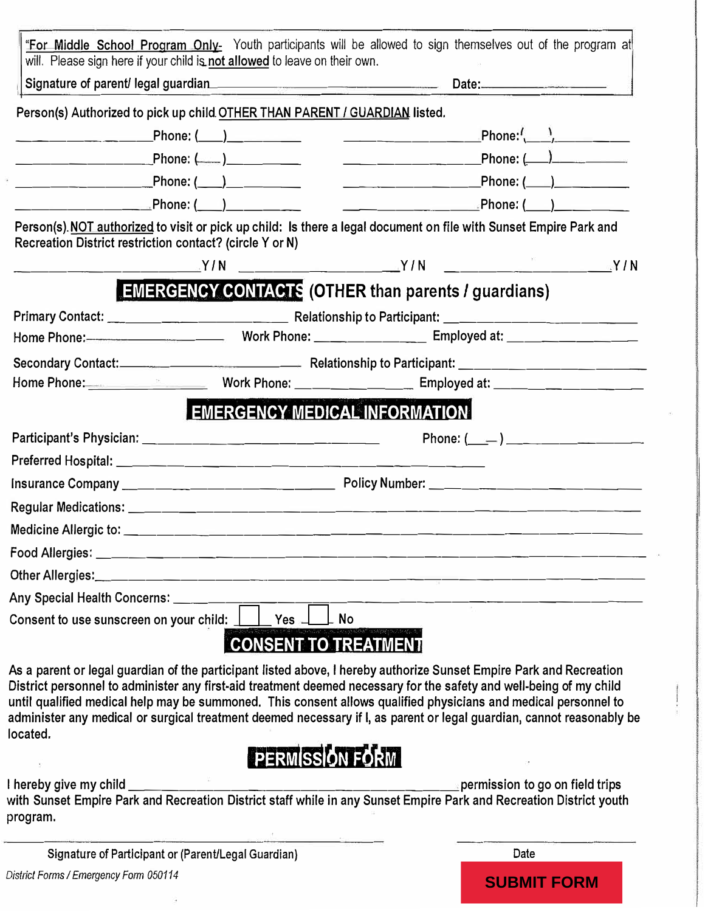"**For Middle School Program Only**- Youth participants will be allowed to sign themselves out of the program at will. Please sign here if your child is **not allowed** to leave on their own.

Signature of parent/ legal guardian\_\_\_\_\_\_\_\_\_\_\_\_\_\_\_\_\_\_\_\_ Date:\_\_\_\_\_\_\_\_\_\_

Person(s) Authorized to pick up child OTHER THAN PARENT / GUARDIAN listed.

| | |
|---|---|
| \_\_\_\_\_\_\_\_\_\_ Phone: (\_\_\_)\_\_\_\_\_\_ | \_\_\_\_\_\_\_\_\_\_ Phone: (\_\_\_)\_\_\_\_\_\_ |
| \_\_\_\_\_\_\_\_\_\_ Phone: (\_\_\_)\_\_\_\_\_\_ | \_\_\_\_\_\_\_\_\_\_ Phone: (\_\_\_)\_\_\_\_\_\_ |
| \_\_\_\_\_\_\_\_\_\_ Phone: (\_\_\_)\_\_\_\_\_\_ | \_\_\_\_\_\_\_\_\_\_ Phone: (\_\_\_)\_\_\_\_\_\_ |
| \_\_\_\_\_\_\_\_\_\_ Phone: (\_\_\_)\_\_\_\_\_\_ | \_\_\_\_\_\_\_\_\_\_ Phone: (\_\_\_)\_\_\_\_\_\_ |

Person(s) NOT authorized to visit or pick up child: Is there a legal document on file with Sunset Empire Park and Recreation District restriction contact? (circle Y or N)

\_\_\_\_\_\_\_\_\_\_ Y / N \_\_\_\_\_\_\_\_\_\_ Y / N \_\_\_\_\_\_\_\_\_\_ Y / N

## EMERGENCY CONTACTS (OTHER than parents / guardians)

Primary Contact: \_\_\_\_\_\_\_\_\_\_ Relationship to Participant: \_\_\_\_\_\_\_\_\_\_

Home Phone:\_\_\_\_\_\_\_\_\_\_ Work Phone: \_\_\_\_\_\_\_\_\_\_ Employed at: \_\_\_\_\_\_\_\_\_\_

Secondary Contact:\_\_\_\_\_\_\_\_\_\_ Relationship to Participant: \_\_\_\_\_\_\_\_\_\_

Home Phone:\_\_\_\_\_\_\_\_\_\_ Work Phone: \_\_\_\_\_\_\_\_\_\_ Employed at: \_\_\_\_\_\_\_\_\_\_

## EMERGENCY MEDICAL INFORMATION

Participant's Physician: \_\_\_\_\_\_\_\_\_\_ Phone: (\_\_\_) \_\_\_\_\_\_\_\_\_\_

Preferred Hospital: \_\_\_\_\_\_\_\_\_\_

Insurance Company \_\_\_\_\_\_\_\_\_\_ Policy Number: \_\_\_\_\_\_\_\_\_\_

Regular Medications: \_\_\_\_\_\_\_\_\_\_

Medicine Allergic to: \_\_\_\_\_\_\_\_\_\_

Food Allergies: \_\_\_\_\_\_\_\_\_\_

Other Allergies:\_\_\_\_\_\_\_\_\_\_

Any Special Health Concerns: \_\_\_\_\_\_\_\_\_\_

Consent to use sunscreen on your child: ☐ Yes ☐ No

## CONSENT TO TREATMENT

As a parent or legal guardian of the participant listed above, I hereby authorize Sunset Empire Park and Recreation District personnel to administer any first-aid treatment deemed necessary for the safety and well-being of my child until qualified medical help may be summoned. This consent allows qualified physicians and medical personnel to administer any medical or surgical treatment deemed necessary if I, as parent or legal guardian, cannot reasonably be located.

## PERMISSION FORM

I hereby give my child \_\_\_\_\_\_\_\_\_\_\_\_\_\_\_\_\_\_\_\_ permission to go on field trips with Sunset Empire Park and Recreation District staff while in any Sunset Empire Park and Recreation District youth program.

\_\_\_\_\_\_\_\_\_\_\_\_\_\_\_\_\_\_\_\_ \_\_\_\_\_\_\_\_\_\_

Signature of Participant or (Parent/Legal Guardian) Date

*District Forms / Emergency Form 050114*

SUBMIT FORM